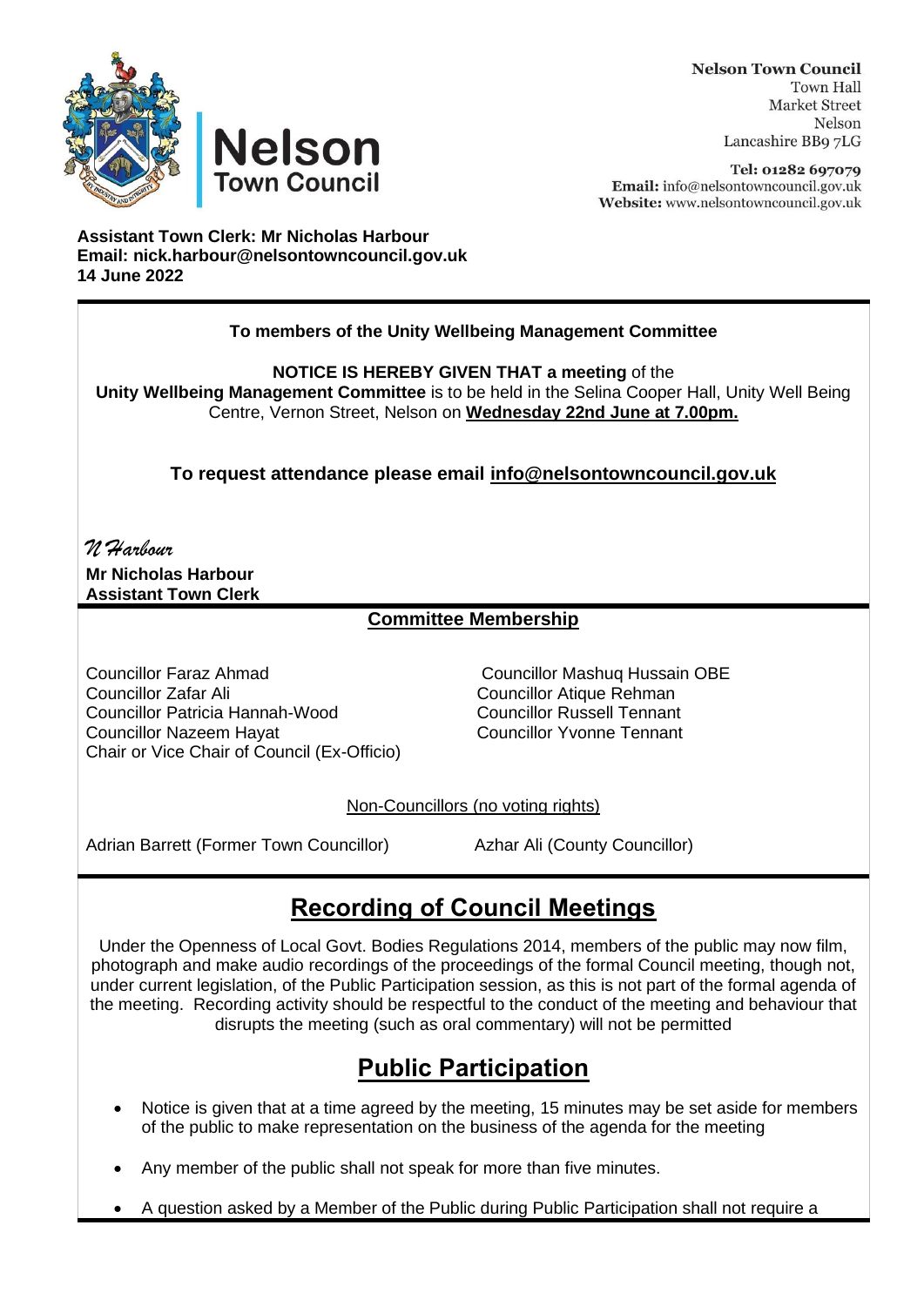**Nelson Town Council**
Town Hall
Market Street
Nelson
Lancashire BB9 7LG

**Tel:** 01282 697079
**Email:** info@nelsontowncouncil.gov.uk
**Website:** www.nelsontowncouncil.gov.uk

**Assistant Town Clerk: Mr Nicholas Harbour**
**Email: nick.harbour@nelsontowncouncil.gov.uk**
**14 June 2022**

**To members of the Unity Wellbeing Management Committee**

**NOTICE IS HEREBY GIVEN THAT a meeting** of the **Unity Wellbeing Management Committee** is to be held in the Selina Cooper Hall, Unity Well Being Centre, Vernon Street, Nelson on **Wednesday 22nd June at 7.00pm.**

**To request attendance please email info@nelsontowncouncil.gov.uk**

*N Harbour*

**Mr Nicholas Harbour**
**Assistant Town Clerk**

**Committee Membership**

Councillor Faraz Ahmad
Councillor Zafar Ali
Councillor Patricia Hannah-Wood
Councillor Nazeem Hayat
Chair or Vice Chair of Council (Ex-Officio)
Councillor Mashuq Hussain OBE
Councillor Atique Rehman
Councillor Russell Tennant
Councillor Yvonne Tennant

Non-Councillors (no voting rights)

Adrian Barrett (Former Town Councillor)
Azhar Ali (County Councillor)

## Recording of Council Meetings

Under the Openness of Local Govt. Bodies Regulations 2014, members of the public may now film, photograph and make audio recordings of the proceedings of the formal Council meeting, though not, under current legislation, of the Public Participation session, as this is not part of the formal agenda of the meeting. Recording activity should be respectful to the conduct of the meeting and behaviour that disrupts the meeting (such as oral commentary) will not be permitted

## Public Participation

- Notice is given that at a time agreed by the meeting, 15 minutes may be set aside for members of the public to make representation on the business of the agenda for the meeting
- Any member of the public shall not speak for more than five minutes.
- A question asked by a Member of the Public during Public Participation shall not require a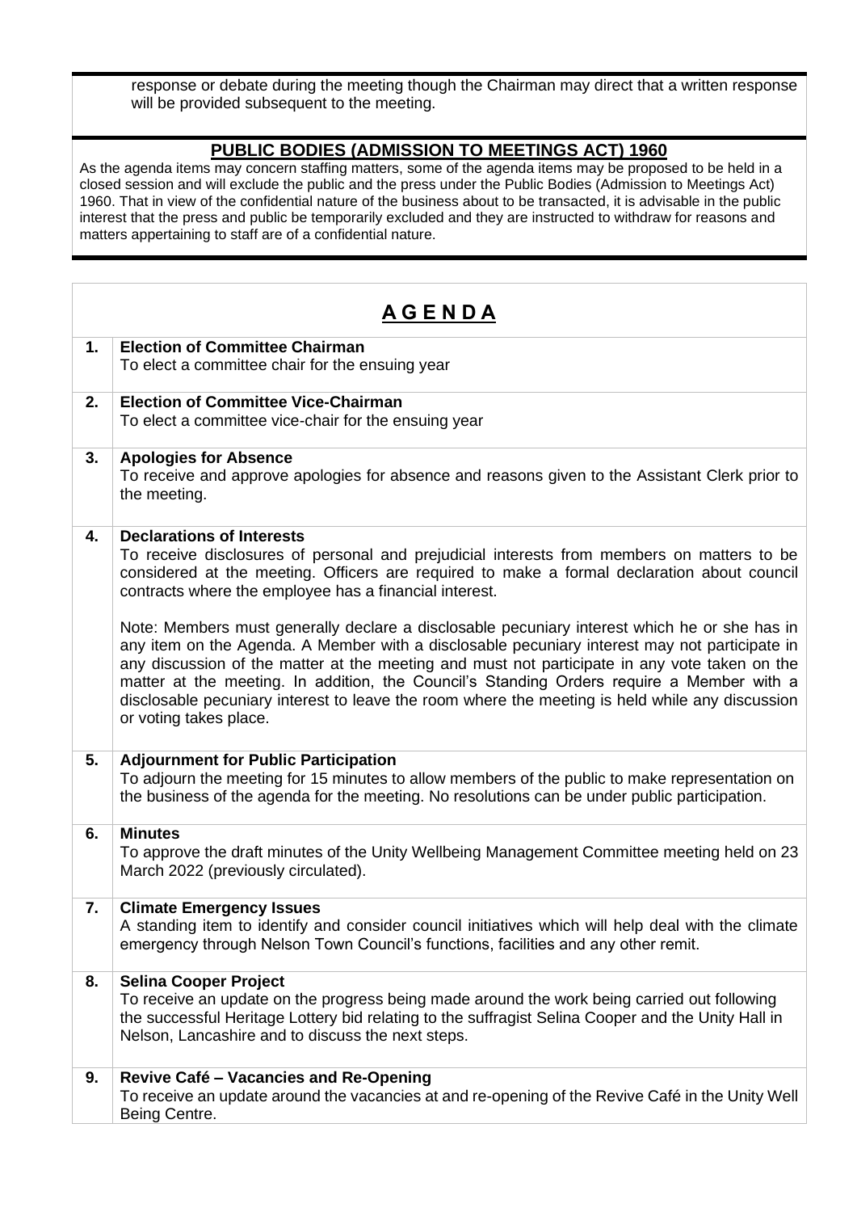response or debate during the meeting though the Chairman may direct that a written response will be provided subsequent to the meeting.

## PUBLIC BODIES (ADMISSION TO MEETINGS ACT) 1960

As the agenda items may concern staffing matters, some of the agenda items may be proposed to be held in a closed session and will exclude the public and the press under the Public Bodies (Admission to Meetings Act) 1960. That in view of the confidential nature of the business about to be transacted, it is advisable in the public interest that the press and public be temporarily excluded and they are instructed to withdraw for reasons and matters appertaining to staff are of a confidential nature.

# A G E N D A

| | |
|---|---|
| **1.** | **Election of Committee Chairman**<br>To elect a committee chair for the ensuing year |
| **2.** | **Election of Committee Vice-Chairman**<br>To elect a committee vice-chair for the ensuing year |
| **3.** | **Apologies for Absence**<br>To receive and approve apologies for absence and reasons given to the Assistant Clerk prior to the meeting. |
| **4.** | **Declarations of Interests**<br>To receive disclosures of personal and prejudicial interests from members on matters to be considered at the meeting. Officers are required to make a formal declaration about council contracts where the employee has a financial interest.<br><br>Note: Members must generally declare a disclosable pecuniary interest which he or she has in any item on the Agenda. A Member with a disclosable pecuniary interest may not participate in any discussion of the matter at the meeting and must not participate in any vote taken on the matter at the meeting. In addition, the Council's Standing Orders require a Member with a disclosable pecuniary interest to leave the room where the meeting is held while any discussion or voting takes place. |
| **5.** | **Adjournment for Public Participation**<br>To adjourn the meeting for 15 minutes to allow members of the public to make representation on the business of the agenda for the meeting. No resolutions can be under public participation. |
| **6.** | **Minutes**<br>To approve the draft minutes of the Unity Wellbeing Management Committee meeting held on 23 March 2022 (previously circulated). |
| **7.** | **Climate Emergency Issues**<br>A standing item to identify and consider council initiatives which will help deal with the climate emergency through Nelson Town Council's functions, facilities and any other remit. |
| **8.** | **Selina Cooper Project**<br>To receive an update on the progress being made around the work being carried out following the successful Heritage Lottery bid relating to the suffragist Selina Cooper and the Unity Hall in Nelson, Lancashire and to discuss the next steps. |
| **9.** | **Revive Café – Vacancies and Re-Opening**<br>To receive an update around the vacancies at and re-opening of the Revive Café in the Unity Well Being Centre. |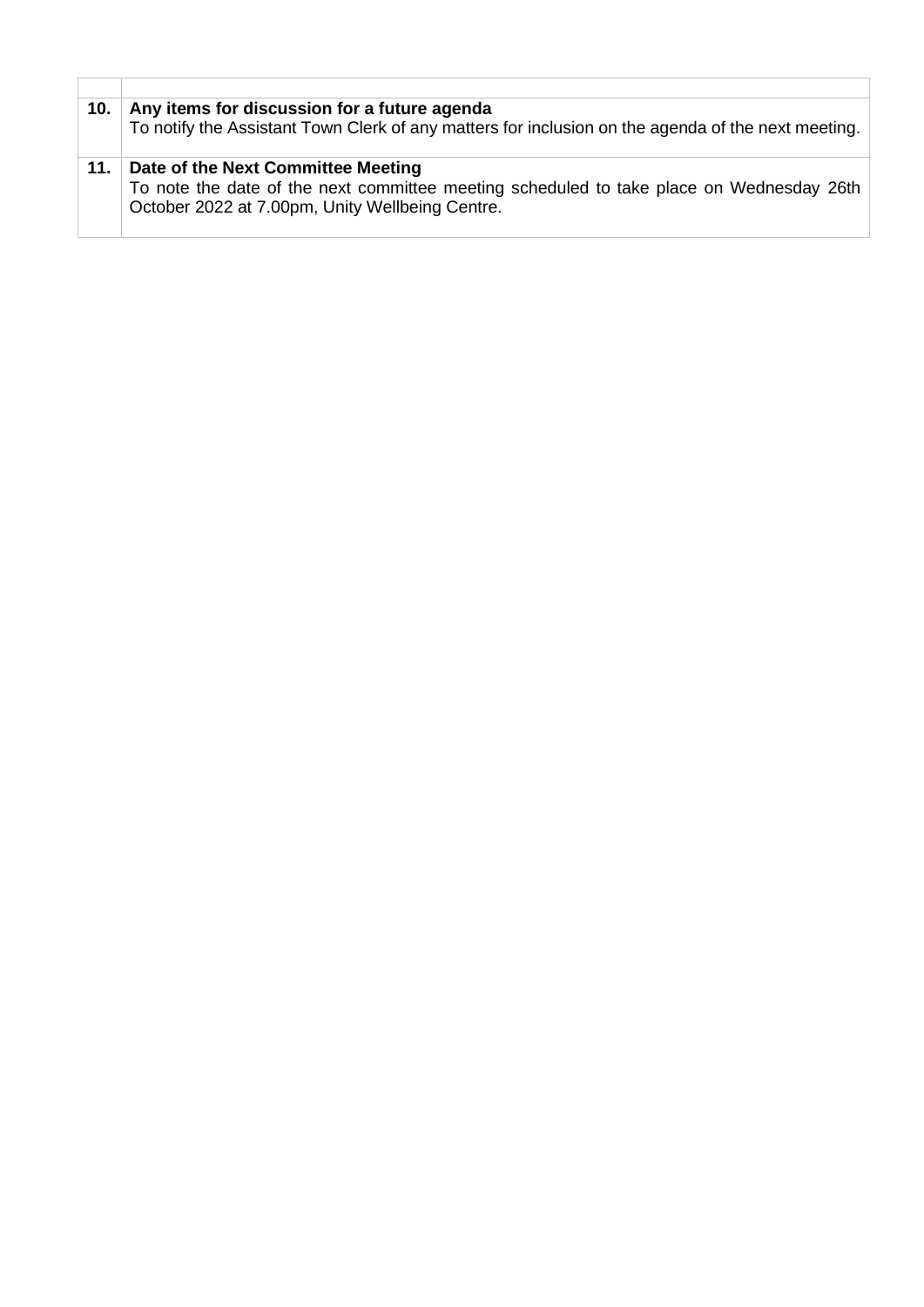| | |
|---|---|
| **10.** | **Any items for discussion for a future agenda**<br>To notify the Assistant Town Clerk of any matters for inclusion on the agenda of the next meeting. |
| **11.** | **Date of the Next Committee Meeting**<br>To note the date of the next committee meeting scheduled to take place on Wednesday 26th October 2022 at 7.00pm, Unity Wellbeing Centre. |